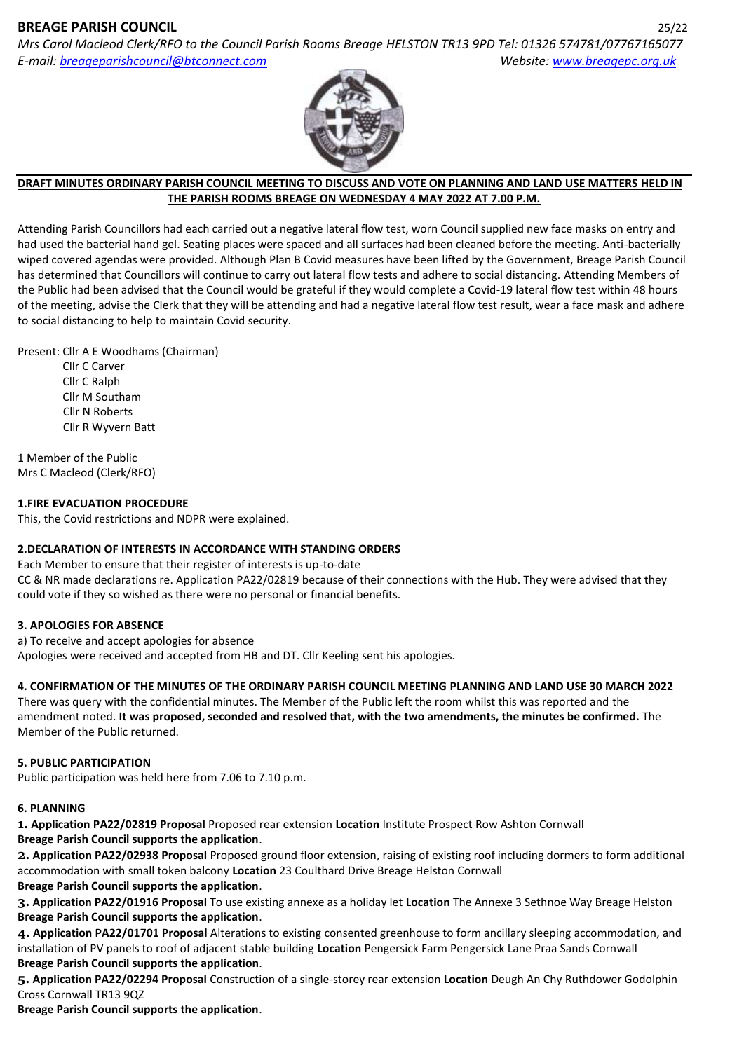# BREAGE PARISH COUNCIL

25/22

*Mrs Carol Macleod Clerk/RFO to the Council Parish Rooms Breage HELSTON TR13 9PD Tel: 01326 574781/07767165077*
*E-mail: breageparishcouncil@btconnect.com* *Website: www.breagepc.org.uk*

**DRAFT MINUTES ORDINARY PARISH COUNCIL MEETING TO DISCUSS AND VOTE ON PLANNING AND LAND USE MATTERS HELD IN THE PARISH ROOMS BREAGE ON WEDNESDAY 4 MAY 2022 AT 7.00 P.M.**

Attending Parish Councillors had each carried out a negative lateral flow test, worn Council supplied new face masks on entry and had used the bacterial hand gel. Seating places were spaced and all surfaces had been cleaned before the meeting. Anti-bacterially wiped covered agendas were provided. Although Plan B Covid measures have been lifted by the Government, Breage Parish Council has determined that Councillors will continue to carry out lateral flow tests and adhere to social distancing. Attending Members of the Public had been advised that the Council would be grateful if they would complete a Covid-19 lateral flow test within 48 hours of the meeting, advise the Clerk that they will be attending and had a negative lateral flow test result, wear a face mask and adhere to social distancing to help to maintain Covid security.

Present: Cllr A E Woodhams (Chairman)
Cllr C Carver
Cllr C Ralph
Cllr M Southam
Cllr N Roberts
Cllr R Wyvern Batt

1 Member of the Public
Mrs C Macleod (Clerk/RFO)

### 1.FIRE EVACUATION PROCEDURE

This, the Covid restrictions and NDPR were explained.

### 2.DECLARATION OF INTERESTS IN ACCORDANCE WITH STANDING ORDERS

Each Member to ensure that their register of interests is up-to-date
CC & NR made declarations re. Application PA22/02819 because of their connections with the Hub. They were advised that they could vote if they so wished as there were no personal or financial benefits.

### 3. APOLOGIES FOR ABSENCE

a) To receive and accept apologies for absence
Apologies were received and accepted from HB and DT. Cllr Keeling sent his apologies.

### 4. CONFIRMATION OF THE MINUTES OF THE ORDINARY PARISH COUNCIL MEETING PLANNING AND LAND USE 30 MARCH 2022

There was query with the confidential minutes. The Member of the Public left the room whilst this was reported and the amendment noted. **It was proposed, seconded and resolved that, with the two amendments, the minutes be confirmed.** The Member of the Public returned.

### 5. PUBLIC PARTICIPATION

Public participation was held here from 7.06 to 7.10 p.m.

### 6. PLANNING

**1. Application PA22/02819 Proposal** Proposed rear extension **Location** Institute Prospect Row Ashton Cornwall
**Breage Parish Council supports the application**.

**2. Application PA22/02938 Proposal** Proposed ground floor extension, raising of existing roof including dormers to form additional accommodation with small token balcony **Location** 23 Coulthard Drive Breage Helston Cornwall
**Breage Parish Council supports the application**.

**3. Application PA22/01916 Proposal** To use existing annexe as a holiday let **Location** The Annexe 3 Sethnoe Way Breage Helston
**Breage Parish Council supports the application**.

**4. Application PA22/01701 Proposal** Alterations to existing consented greenhouse to form ancillary sleeping accommodation, and installation of PV panels to roof of adjacent stable building **Location** Pengersick Farm Pengersick Lane Praa Sands Cornwall
**Breage Parish Council supports the application**.

**5. Application PA22/02294 Proposal** Construction of a single-storey rear extension **Location** Deugh An Chy Ruthdower Godolphin Cross Cornwall TR13 9QZ
**Breage Parish Council supports the application**.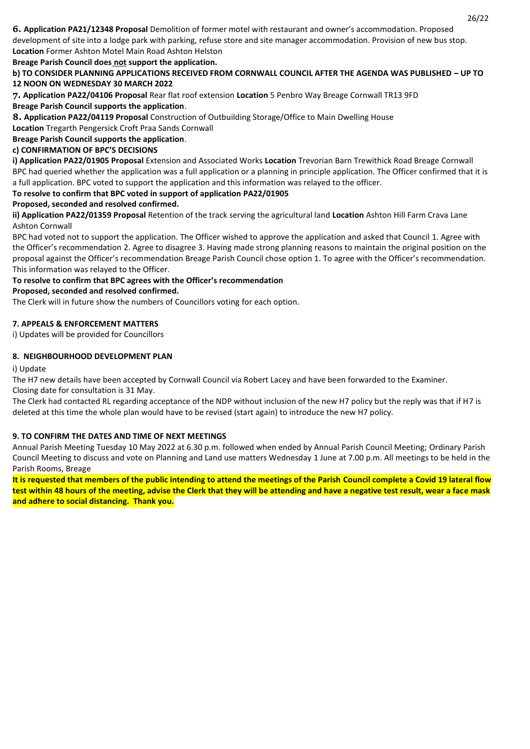**6. Application PA21/12348 Proposal** Demolition of former motel with restaurant and owner's accommodation. Proposed development of site into a lodge park with parking, refuse store and site manager accommodation. Provision of new bus stop. **Location** Former Ashton Motel Main Road Ashton Helston

**Breage Parish Council does not support the application.**

**b) TO CONSIDER PLANNING APPLICATIONS RECEIVED FROM CORNWALL COUNCIL AFTER THE AGENDA WAS PUBLISHED – UP TO 12 NOON ON WEDNESDAY 30 MARCH 2022**

**7. Application PA22/04106 Proposal** Rear flat roof extension **Location** 5 Penbro Way Breage Cornwall TR13 9FD

**Breage Parish Council supports the application**.

**8. Application PA22/04119 Proposal** Construction of Outbuilding Storage/Office to Main Dwelling House

**Location** Tregarth Pengersick Croft Praa Sands Cornwall

**Breage Parish Council supports the application**.

**c) CONFIRMATION OF BPC'S DECISIONS**

**i) Application PA22/01905 Proposal** Extension and Associated Works **Location** Trevorian Barn Trewithick Road Breage Cornwall BPC had queried whether the application was a full application or a planning in principle application. The Officer confirmed that it is a full application. BPC voted to support the application and this information was relayed to the officer.

**To resolve to confirm that BPC voted in support of application PA22/01905**

**Proposed, seconded and resolved confirmed.**

**ii) Application PA22/01359 Proposal** Retention of the track serving the agricultural land **Location** Ashton Hill Farm Crava Lane Ashton Cornwall

BPC had voted not to support the application. The Officer wished to approve the application and asked that Council 1. Agree with the Officer's recommendation 2. Agree to disagree 3. Having made strong planning reasons to maintain the original position on the proposal against the Officer's recommendation Breage Parish Council chose option 1. To agree with the Officer's recommendation. This information was relayed to the Officer.

**To resolve to confirm that BPC agrees with the Officer's recommendation**

**Proposed, seconded and resolved confirmed.**

The Clerk will in future show the numbers of Councillors voting for each option.

## 7. APPEALS & ENFORCEMENT MATTERS

i) Updates will be provided for Councillors

## 8. NEIGHBOURHOOD DEVELOPMENT PLAN

i) Update

The H7 new details have been accepted by Cornwall Council via Robert Lacey and have been forwarded to the Examiner. Closing date for consultation is 31 May.

The Clerk had contacted RL regarding acceptance of the NDP without inclusion of the new H7 policy but the reply was that if H7 is deleted at this time the whole plan would have to be revised (start again) to introduce the new H7 policy.

## 9. TO CONFIRM THE DATES AND TIME OF NEXT MEETINGS

Annual Parish Meeting Tuesday 10 May 2022 at 6.30 p.m. followed when ended by Annual Parish Council Meeting; Ordinary Parish Council Meeting to discuss and vote on Planning and Land use matters Wednesday 1 June at 7.00 p.m. All meetings to be held in the Parish Rooms, Breage

**It is requested that members of the public intending to attend the meetings of the Parish Council complete a Covid 19 lateral flow test within 48 hours of the meeting, advise the Clerk that they will be attending and have a negative test result, wear a face mask and adhere to social distancing. Thank you.**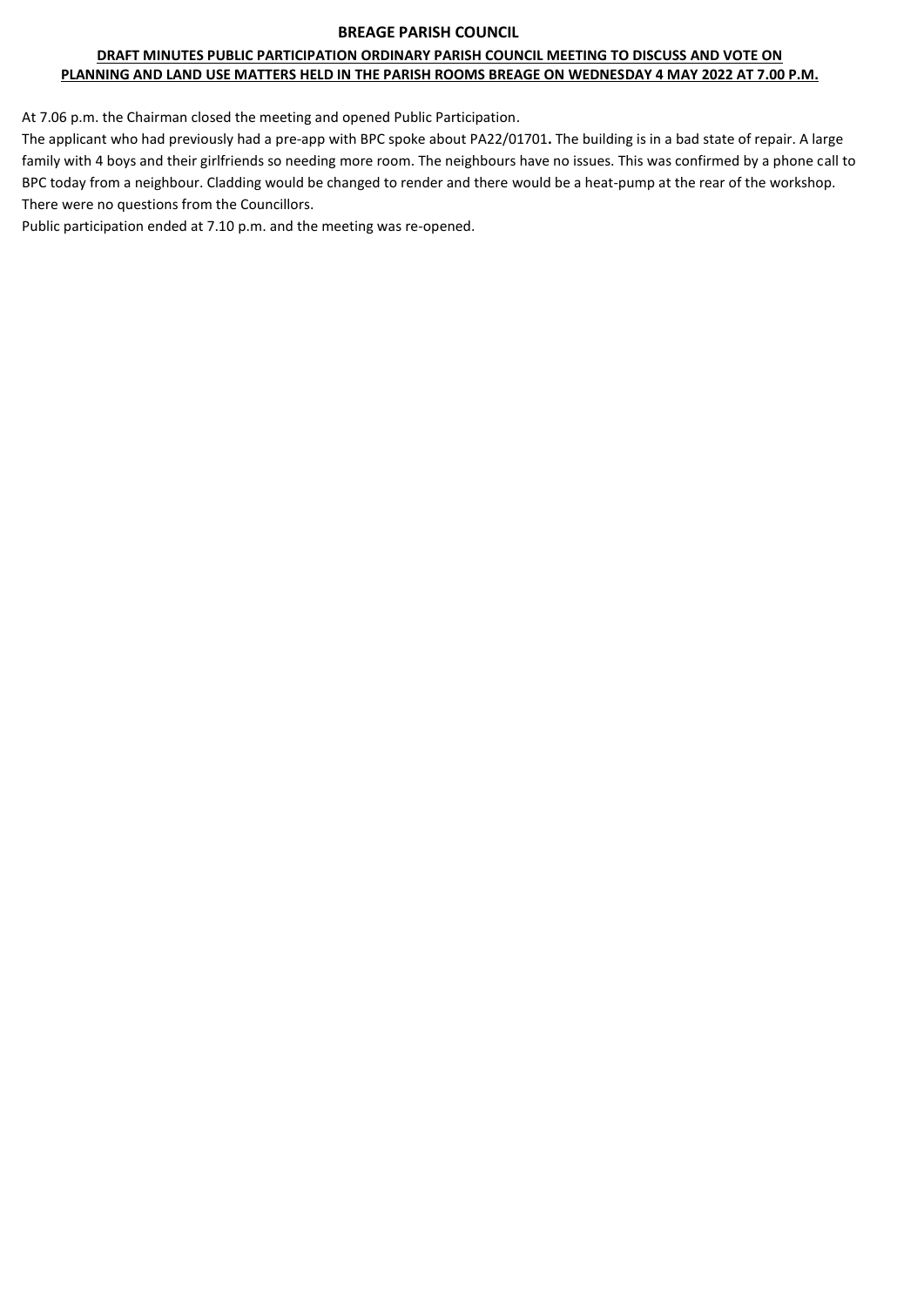**BREAGE PARISH COUNCIL**

**DRAFT MINUTES PUBLIC PARTICIPATION ORDINARY PARISH COUNCIL MEETING TO DISCUSS AND VOTE ON PLANNING AND LAND USE MATTERS HELD IN THE PARISH ROOMS BREAGE ON WEDNESDAY 4 MAY 2022 AT 7.00 P.M.**

At 7.06 p.m. the Chairman closed the meeting and opened Public Participation.

The applicant who had previously had a pre-app with BPC spoke about PA22/01701**.** The building is in a bad state of repair. A large family with 4 boys and their girlfriends so needing more room. The neighbours have no issues. This was confirmed by a phone call to BPC today from a neighbour. Cladding would be changed to render and there would be a heat-pump at the rear of the workshop. There were no questions from the Councillors.

Public participation ended at 7.10 p.m. and the meeting was re-opened.